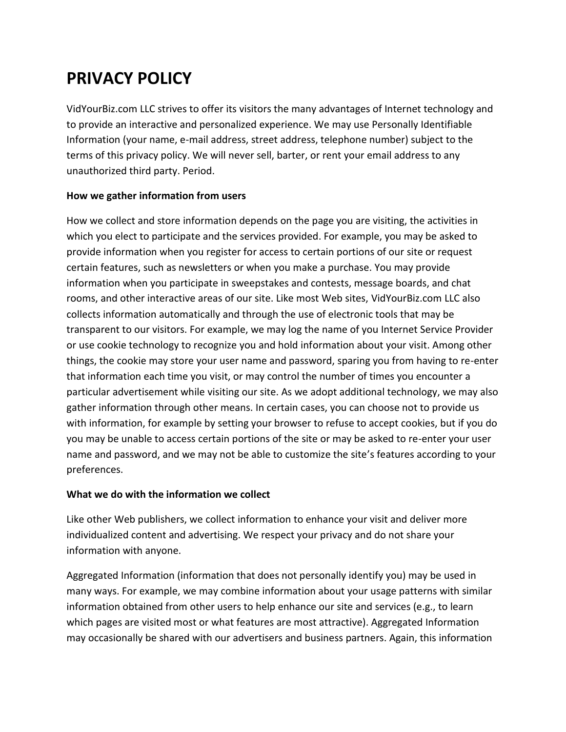# PRIVACY POLICY

VidYourBiz.com LLC strives to offer its visitors the many advantages of Internet technology and to provide an interactive and personalized experience. We may use Personally Identifiable Information (your name, e-mail address, street address, telephone number) subject to the terms of this privacy policy. We will never sell, barter, or rent your email address to any unauthorized third party. Period.

**How we gather information from users**

How we collect and store information depends on the page you are visiting, the activities in which you elect to participate and the services provided. For example, you may be asked to provide information when you register for access to certain portions of our site or request certain features, such as newsletters or when you make a purchase. You may provide information when you participate in sweepstakes and contests, message boards, and chat rooms, and other interactive areas of our site. Like most Web sites, VidYourBiz.com LLC also collects information automatically and through the use of electronic tools that may be transparent to our visitors. For example, we may log the name of you Internet Service Provider or use cookie technology to recognize you and hold information about your visit. Among other things, the cookie may store your user name and password, sparing you from having to re-enter that information each time you visit, or may control the number of times you encounter a particular advertisement while visiting our site. As we adopt additional technology, we may also gather information through other means. In certain cases, you can choose not to provide us with information, for example by setting your browser to refuse to accept cookies, but if you do you may be unable to access certain portions of the site or may be asked to re-enter your user name and password, and we may not be able to customize the site's features according to your preferences.

**What we do with the information we collect**

Like other Web publishers, we collect information to enhance your visit and deliver more individualized content and advertising. We respect your privacy and do not share your information with anyone.

Aggregated Information (information that does not personally identify you) may be used in many ways. For example, we may combine information about your usage patterns with similar information obtained from other users to help enhance our site and services (e.g., to learn which pages are visited most or what features are most attractive). Aggregated Information may occasionally be shared with our advertisers and business partners. Again, this information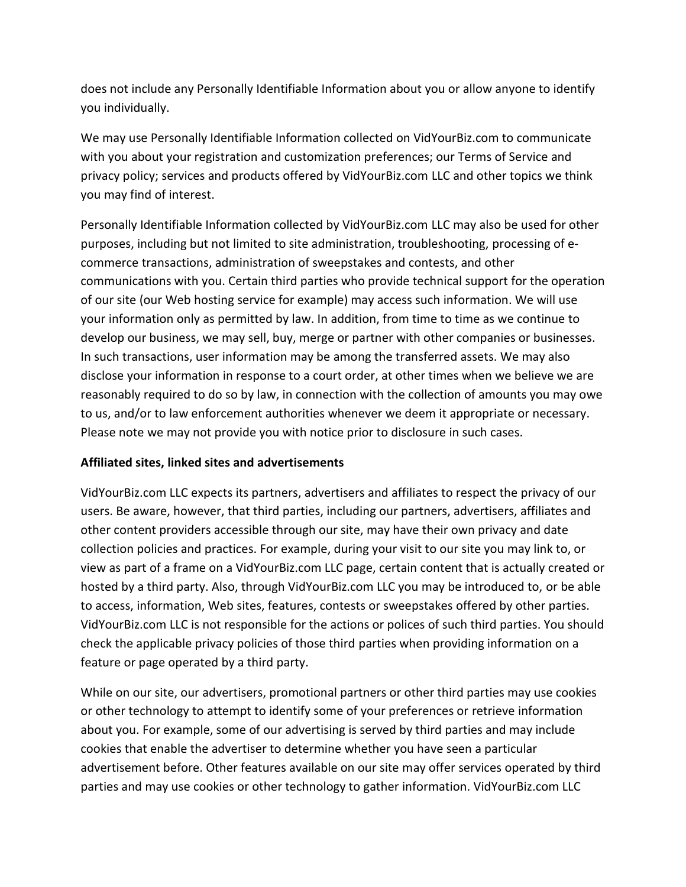does not include any Personally Identifiable Information about you or allow anyone to identify you individually.

We may use Personally Identifiable Information collected on VidYourBiz.com to communicate with you about your registration and customization preferences; our Terms of Service and privacy policy; services and products offered by VidYourBiz.com LLC and other topics we think you may find of interest.

Personally Identifiable Information collected by VidYourBiz.com LLC may also be used for other purposes, including but not limited to site administration, troubleshooting, processing of e-commerce transactions, administration of sweepstakes and contests, and other communications with you. Certain third parties who provide technical support for the operation of our site (our Web hosting service for example) may access such information. We will use your information only as permitted by law. In addition, from time to time as we continue to develop our business, we may sell, buy, merge or partner with other companies or businesses. In such transactions, user information may be among the transferred assets. We may also disclose your information in response to a court order, at other times when we believe we are reasonably required to do so by law, in connection with the collection of amounts you may owe to us, and/or to law enforcement authorities whenever we deem it appropriate or necessary. Please note we may not provide you with notice prior to disclosure in such cases.

**Affiliated sites, linked sites and advertisements**

VidYourBiz.com LLC expects its partners, advertisers and affiliates to respect the privacy of our users. Be aware, however, that third parties, including our partners, advertisers, affiliates and other content providers accessible through our site, may have their own privacy and date collection policies and practices. For example, during your visit to our site you may link to, or view as part of a frame on a VidYourBiz.com LLC page, certain content that is actually created or hosted by a third party. Also, through VidYourBiz.com LLC you may be introduced to, or be able to access, information, Web sites, features, contests or sweepstakes offered by other parties. VidYourBiz.com LLC is not responsible for the actions or polices of such third parties. You should check the applicable privacy policies of those third parties when providing information on a feature or page operated by a third party.

While on our site, our advertisers, promotional partners or other third parties may use cookies or other technology to attempt to identify some of your preferences or retrieve information about you. For example, some of our advertising is served by third parties and may include cookies that enable the advertiser to determine whether you have seen a particular advertisement before. Other features available on our site may offer services operated by third parties and may use cookies or other technology to gather information. VidYourBiz.com LLC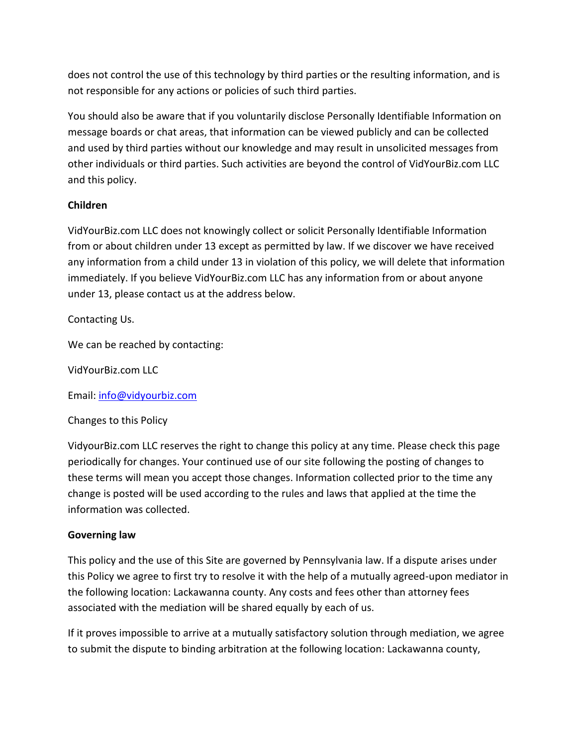does not control the use of this technology by third parties or the resulting information, and is not responsible for any actions or policies of such third parties.

You should also be aware that if you voluntarily disclose Personally Identifiable Information on message boards or chat areas, that information can be viewed publicly and can be collected and used by third parties without our knowledge and may result in unsolicited messages from other individuals or third parties. Such activities are beyond the control of VidYourBiz.com LLC and this policy.

**Children**

VidYourBiz.com LLC does not knowingly collect or solicit Personally Identifiable Information from or about children under 13 except as permitted by law. If we discover we have received any information from a child under 13 in violation of this policy, we will delete that information immediately. If you believe VidYourBiz.com LLC has any information from or about anyone under 13, please contact us at the address below.

Contacting Us.

We can be reached by contacting:

VidYourBiz.com LLC

Email: info@vidyourbiz.com

Changes to this Policy

VidyourBiz.com LLC reserves the right to change this policy at any time. Please check this page periodically for changes. Your continued use of our site following the posting of changes to these terms will mean you accept those changes. Information collected prior to the time any change is posted will be used according to the rules and laws that applied at the time the information was collected.

**Governing law**

This policy and the use of this Site are governed by Pennsylvania law. If a dispute arises under this Policy we agree to first try to resolve it with the help of a mutually agreed-upon mediator in the following location: Lackawanna county. Any costs and fees other than attorney fees associated with the mediation will be shared equally by each of us.

If it proves impossible to arrive at a mutually satisfactory solution through mediation, we agree to submit the dispute to binding arbitration at the following location: Lackawanna county,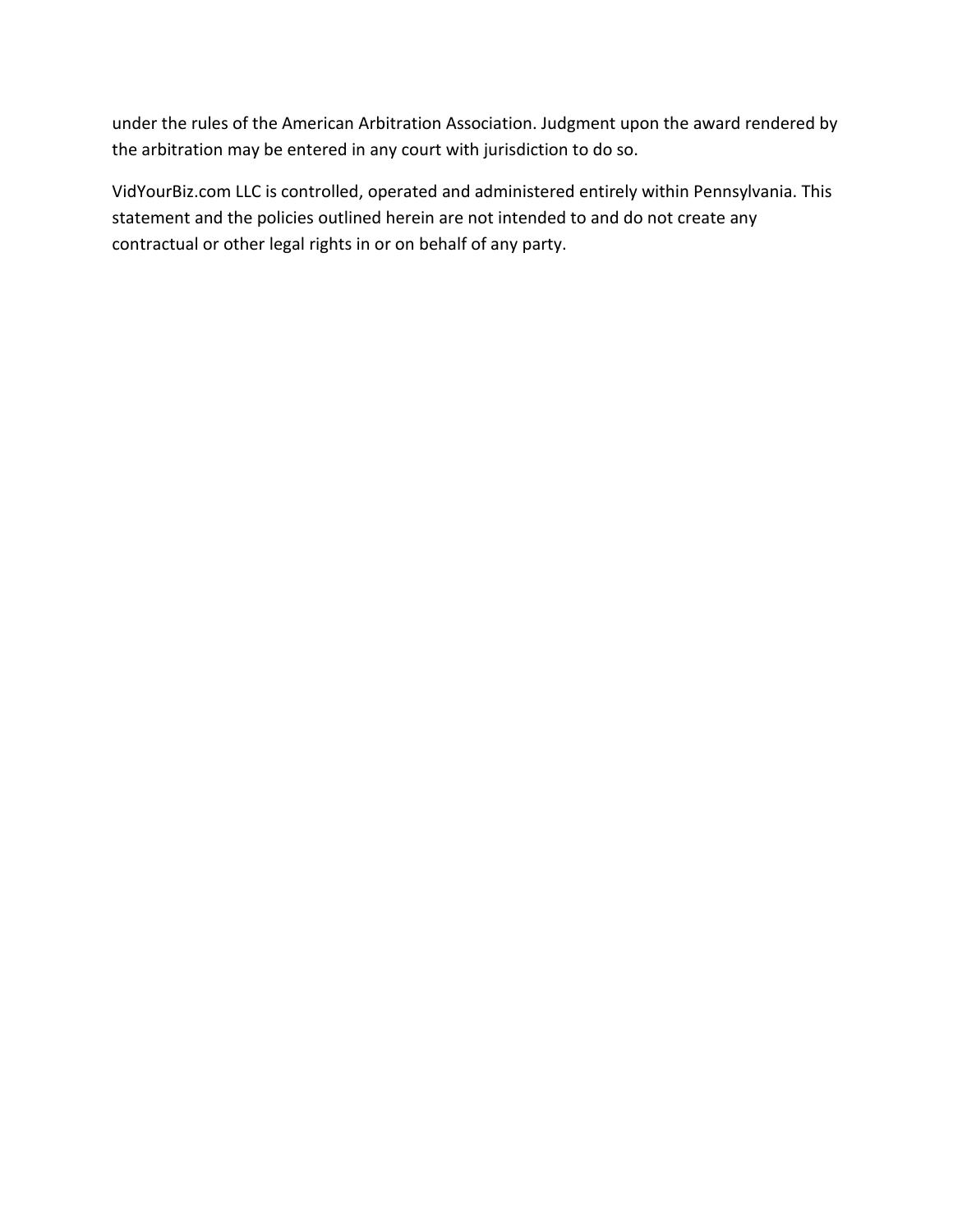under the rules of the American Arbitration Association. Judgment upon the award rendered by the arbitration may be entered in any court with jurisdiction to do so.

VidYourBiz.com LLC is controlled, operated and administered entirely within Pennsylvania. This statement and the policies outlined herein are not intended to and do not create any contractual or other legal rights in or on behalf of any party.